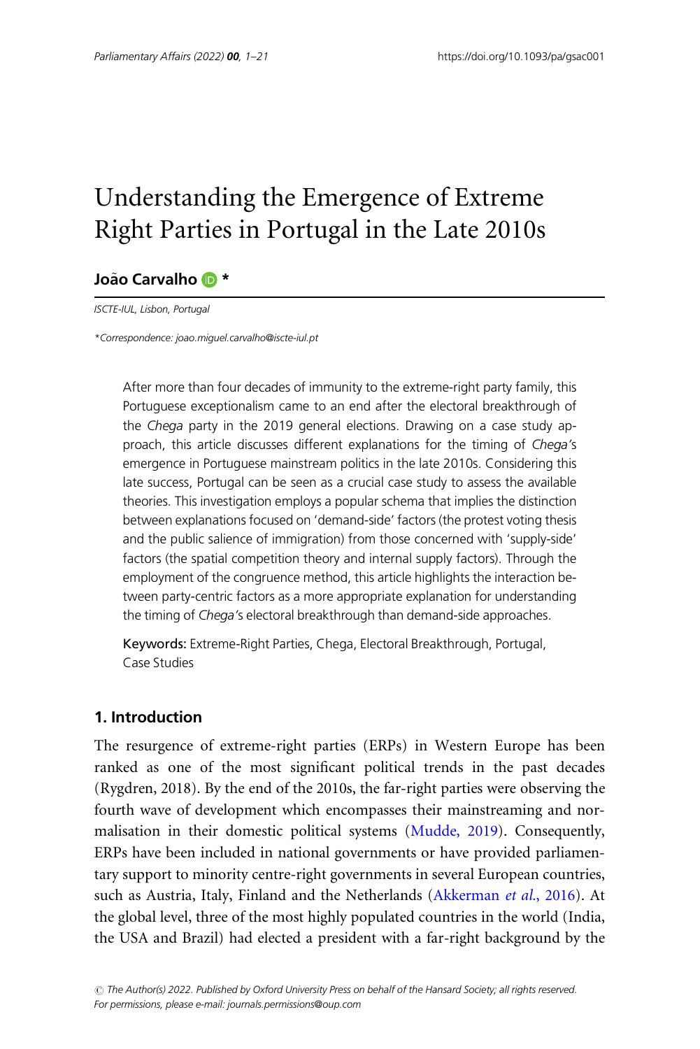# Understanding the Emergence of Extreme Right Parties in Portugal in the Late 2010s

**João Carvalho** *

*ISCTE-IUL, Lisbon, Portugal*

*\*Correspondence: joao.miguel.carvalho@iscte-iul.pt*

After more than four decades of immunity to the extreme-right party family, this Portuguese exceptionalism came to an end after the electoral breakthrough of the *Chega* party in the 2019 general elections. Drawing on a case study approach, this article discusses different explanations for the timing of *Chega's* emergence in Portuguese mainstream politics in the late 2010s. Considering this late success, Portugal can be seen as a crucial case study to assess the available theories. This investigation employs a popular schema that implies the distinction between explanations focused on 'demand-side' factors (the protest voting thesis and the public salience of immigration) from those concerned with 'supply-side' factors (the spatial competition theory and internal supply factors). Through the employment of the congruence method, this article highlights the interaction between party-centric factors as a more appropriate explanation for understanding the timing of *Chega's* electoral breakthrough than demand-side approaches.

Keywords: Extreme-Right Parties, Chega, Electoral Breakthrough, Portugal, Case Studies

## 1. Introduction

The resurgence of extreme-right parties (ERPs) in Western Europe has been ranked as one of the most significant political trends in the past decades (Rygdren, 2018). By the end of the 2010s, the far-right parties were observing the fourth wave of development which encompasses their mainstreaming and normalisation in their domestic political systems (Mudde, 2019). Consequently, ERPs have been included in national governments or have provided parliamentary support to minority centre-right governments in several European countries, such as Austria, Italy, Finland and the Netherlands (Akkerman *et al.*, 2016). At the global level, three of the most highly populated countries in the world (India, the USA and Brazil) had elected a president with a far-right background by the

© The Author(s) 2022. Published by Oxford University Press on behalf of the Hansard Society; all rights reserved.
For permissions, please e-mail: journals.permissions@oup.com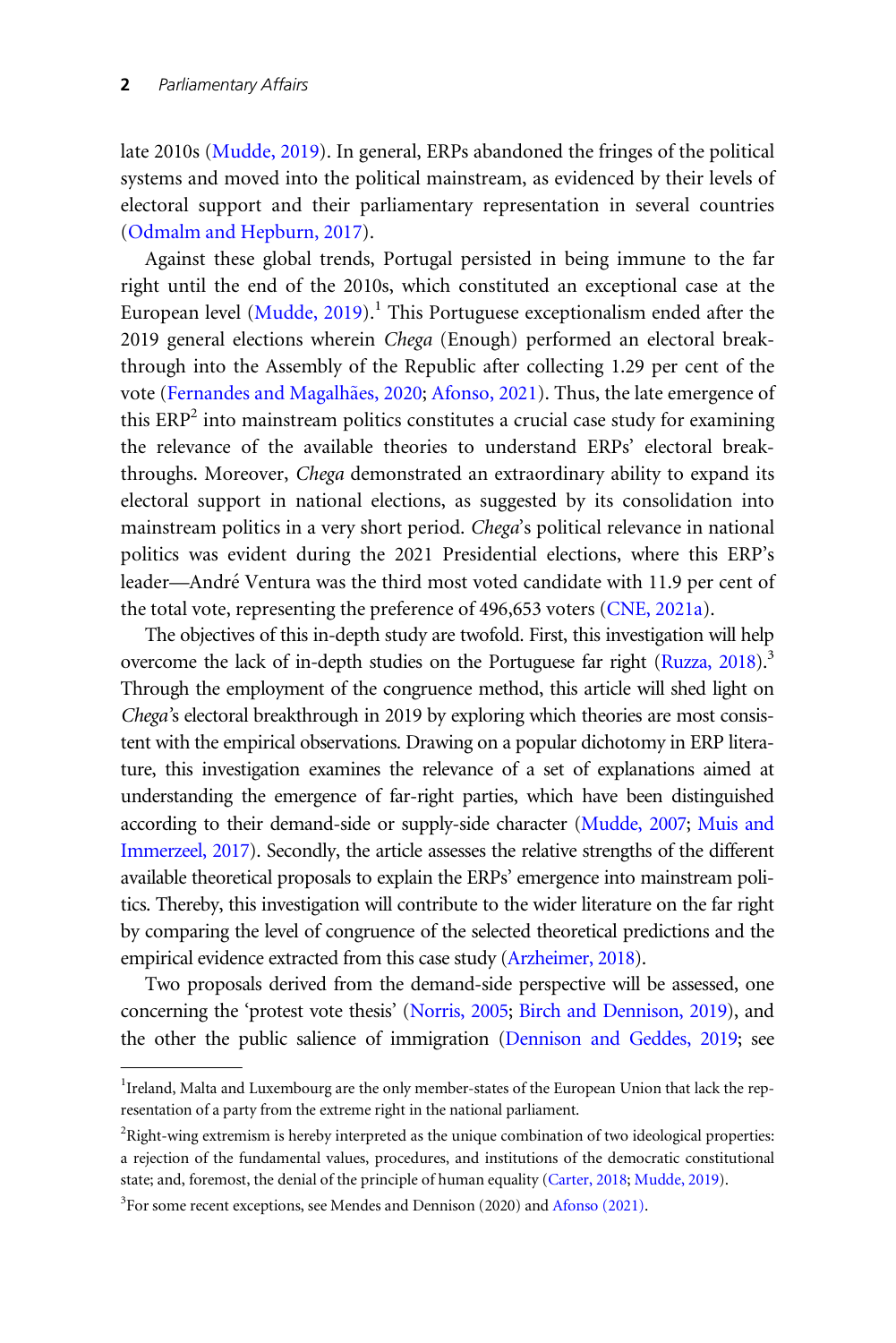late 2010s (Mudde, 2019). In general, ERPs abandoned the fringes of the political systems and moved into the political mainstream, as evidenced by their levels of electoral support and their parliamentary representation in several countries (Odmalm and Hepburn, 2017).

Against these global trends, Portugal persisted in being immune to the far right until the end of the 2010s, which constituted an exceptional case at the European level (Mudde, 2019).[1] This Portuguese exceptionalism ended after the 2019 general elections wherein *Chega* (Enough) performed an electoral breakthrough into the Assembly of the Republic after collecting 1.29 per cent of the vote (Fernandes and Magalhães, 2020; Afonso, 2021). Thus, the late emergence of this ERP[2] into mainstream politics constitutes a crucial case study for examining the relevance of the available theories to understand ERPs' electoral breakthroughs. Moreover, *Chega* demonstrated an extraordinary ability to expand its electoral support in national elections, as suggested by its consolidation into mainstream politics in a very short period. *Chega*'s political relevance in national politics was evident during the 2021 Presidential elections, where this ERP's leader—André Ventura was the third most voted candidate with 11.9 per cent of the total vote, representing the preference of 496,653 voters (CNE, 2021a).

The objectives of this in-depth study are twofold. First, this investigation will help overcome the lack of in-depth studies on the Portuguese far right (Ruzza, 2018).[3] Through the employment of the congruence method, this article will shed light on *Chega*'s electoral breakthrough in 2019 by exploring which theories are most consistent with the empirical observations. Drawing on a popular dichotomy in ERP literature, this investigation examines the relevance of a set of explanations aimed at understanding the emergence of far-right parties, which have been distinguished according to their demand-side or supply-side character (Mudde, 2007; Muis and Immerzeel, 2017). Secondly, the article assesses the relative strengths of the different available theoretical proposals to explain the ERPs' emergence into mainstream politics. Thereby, this investigation will contribute to the wider literature on the far right by comparing the level of congruence of the selected theoretical predictions and the empirical evidence extracted from this case study (Arzheimer, 2018).

Two proposals derived from the demand-side perspective will be assessed, one concerning the 'protest vote thesis' (Norris, 2005; Birch and Dennison, 2019), and the other the public salience of immigration (Dennison and Geddes, 2019; see

[1]Ireland, Malta and Luxembourg are the only member-states of the European Union that lack the representation of a party from the extreme right in the national parliament.

[2]Right-wing extremism is hereby interpreted as the unique combination of two ideological properties: a rejection of the fundamental values, procedures, and institutions of the democratic constitutional state; and, foremost, the denial of the principle of human equality (Carter, 2018; Mudde, 2019).

[3]For some recent exceptions, see Mendes and Dennison (2020) and Afonso (2021).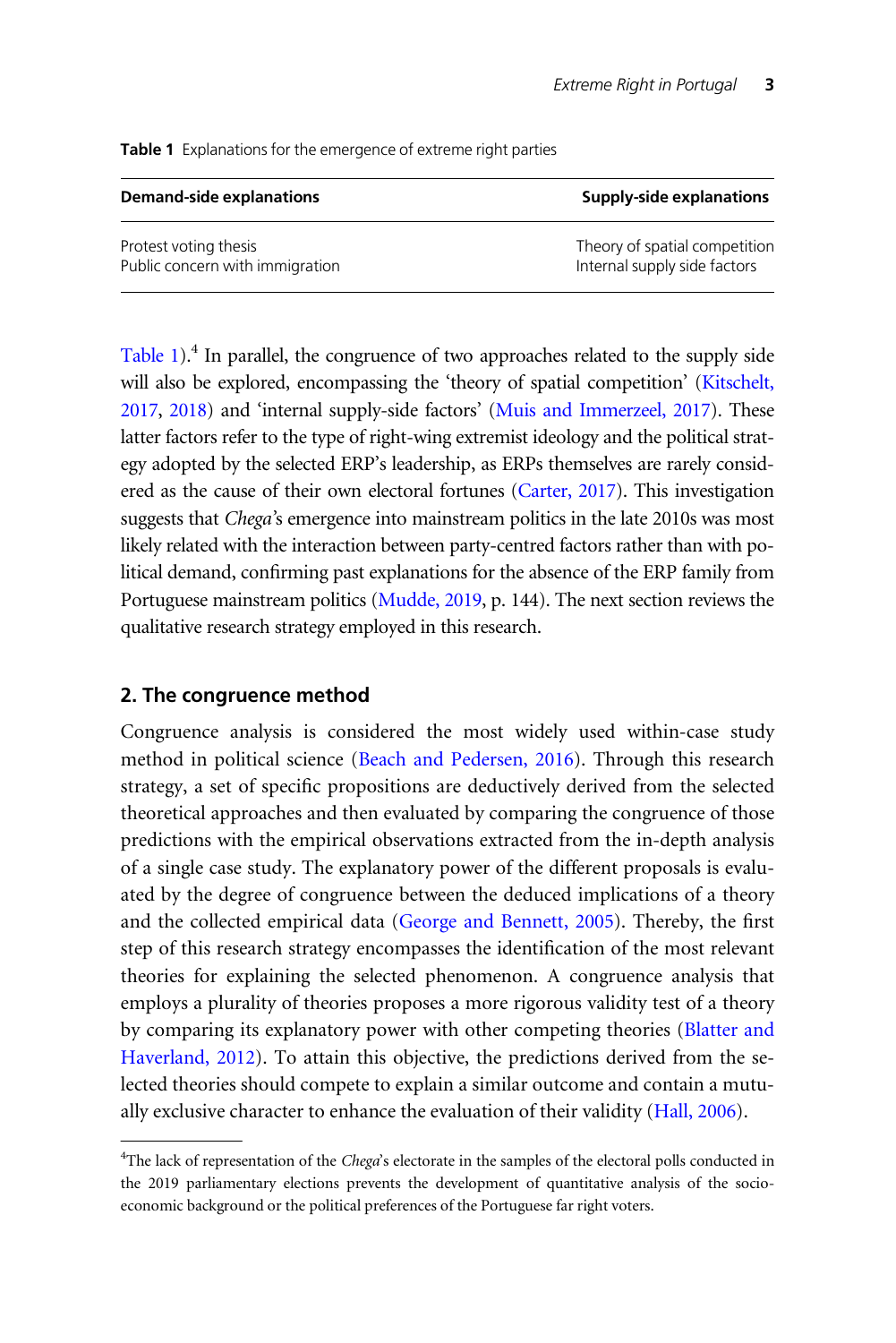**Table 1** Explanations for the emergence of extreme right parties

| Demand-side explanations | Supply-side explanations |
|---|---|
| Protest voting thesis | Theory of spatial competition |
| Public concern with immigration | Internal supply side factors |

Table 1).[4] In parallel, the congruence of two approaches related to the supply side will also be explored, encompassing the 'theory of spatial competition' (Kitschelt, 2017, 2018) and 'internal supply-side factors' (Muis and Immerzeel, 2017). These latter factors refer to the type of right-wing extremist ideology and the political strategy adopted by the selected ERP's leadership, as ERPs themselves are rarely considered as the cause of their own electoral fortunes (Carter, 2017). This investigation suggests that *Chega*'s emergence into mainstream politics in the late 2010s was most likely related with the interaction between party-centred factors rather than with political demand, confirming past explanations for the absence of the ERP family from Portuguese mainstream politics (Mudde, 2019, p. 144). The next section reviews the qualitative research strategy employed in this research.

## 2. The congruence method

Congruence analysis is considered the most widely used within-case study method in political science (Beach and Pedersen, 2016). Through this research strategy, a set of specific propositions are deductively derived from the selected theoretical approaches and then evaluated by comparing the congruence of those predictions with the empirical observations extracted from the in-depth analysis of a single case study. The explanatory power of the different proposals is evaluated by the degree of congruence between the deduced implications of a theory and the collected empirical data (George and Bennett, 2005). Thereby, the first step of this research strategy encompasses the identification of the most relevant theories for explaining the selected phenomenon. A congruence analysis that employs a plurality of theories proposes a more rigorous validity test of a theory by comparing its explanatory power with other competing theories (Blatter and Haverland, 2012). To attain this objective, the predictions derived from the selected theories should compete to explain a similar outcome and contain a mutually exclusive character to enhance the evaluation of their validity (Hall, 2006).

[4] The lack of representation of the *Chega*'s electorate in the samples of the electoral polls conducted in the 2019 parliamentary elections prevents the development of quantitative analysis of the socio-economic background or the political preferences of the Portuguese far right voters.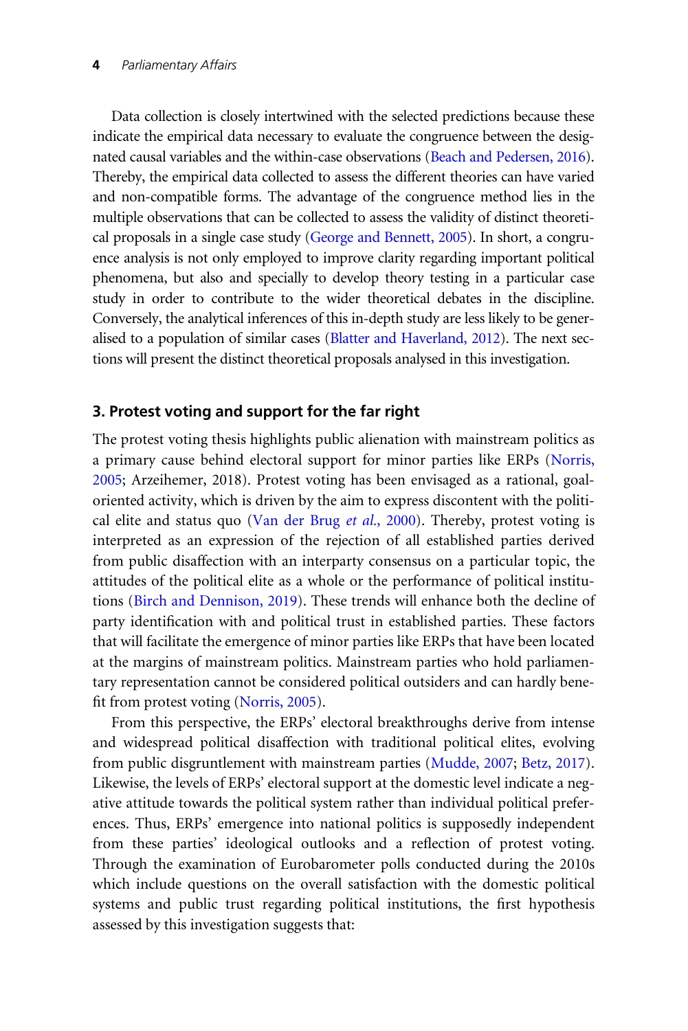Data collection is closely intertwined with the selected predictions because these indicate the empirical data necessary to evaluate the congruence between the designated causal variables and the within-case observations (Beach and Pedersen, 2016). Thereby, the empirical data collected to assess the different theories can have varied and non-compatible forms. The advantage of the congruence method lies in the multiple observations that can be collected to assess the validity of distinct theoretical proposals in a single case study (George and Bennett, 2005). In short, a congruence analysis is not only employed to improve clarity regarding important political phenomena, but also and specially to develop theory testing in a particular case study in order to contribute to the wider theoretical debates in the discipline. Conversely, the analytical inferences of this in-depth study are less likely to be generalised to a population of similar cases (Blatter and Haverland, 2012). The next sections will present the distinct theoretical proposals analysed in this investigation.

## 3. Protest voting and support for the far right

The protest voting thesis highlights public alienation with mainstream politics as a primary cause behind electoral support for minor parties like ERPs (Norris, 2005; Arzeihemer, 2018). Protest voting has been envisaged as a rational, goal-oriented activity, which is driven by the aim to express discontent with the political elite and status quo (Van der Brug *et al.*, 2000). Thereby, protest voting is interpreted as an expression of the rejection of all established parties derived from public disaffection with an interparty consensus on a particular topic, the attitudes of the political elite as a whole or the performance of political institutions (Birch and Dennison, 2019). These trends will enhance both the decline of party identification with and political trust in established parties. These factors that will facilitate the emergence of minor parties like ERPs that have been located at the margins of mainstream politics. Mainstream parties who hold parliamentary representation cannot be considered political outsiders and can hardly benefit from protest voting (Norris, 2005).

From this perspective, the ERPs' electoral breakthroughs derive from intense and widespread political disaffection with traditional political elites, evolving from public disgruntlement with mainstream parties (Mudde, 2007; Betz, 2017). Likewise, the levels of ERPs' electoral support at the domestic level indicate a negative attitude towards the political system rather than individual political preferences. Thus, ERPs' emergence into national politics is supposedly independent from these parties' ideological outlooks and a reflection of protest voting. Through the examination of Eurobarometer polls conducted during the 2010s which include questions on the overall satisfaction with the domestic political systems and public trust regarding political institutions, the first hypothesis assessed by this investigation suggests that: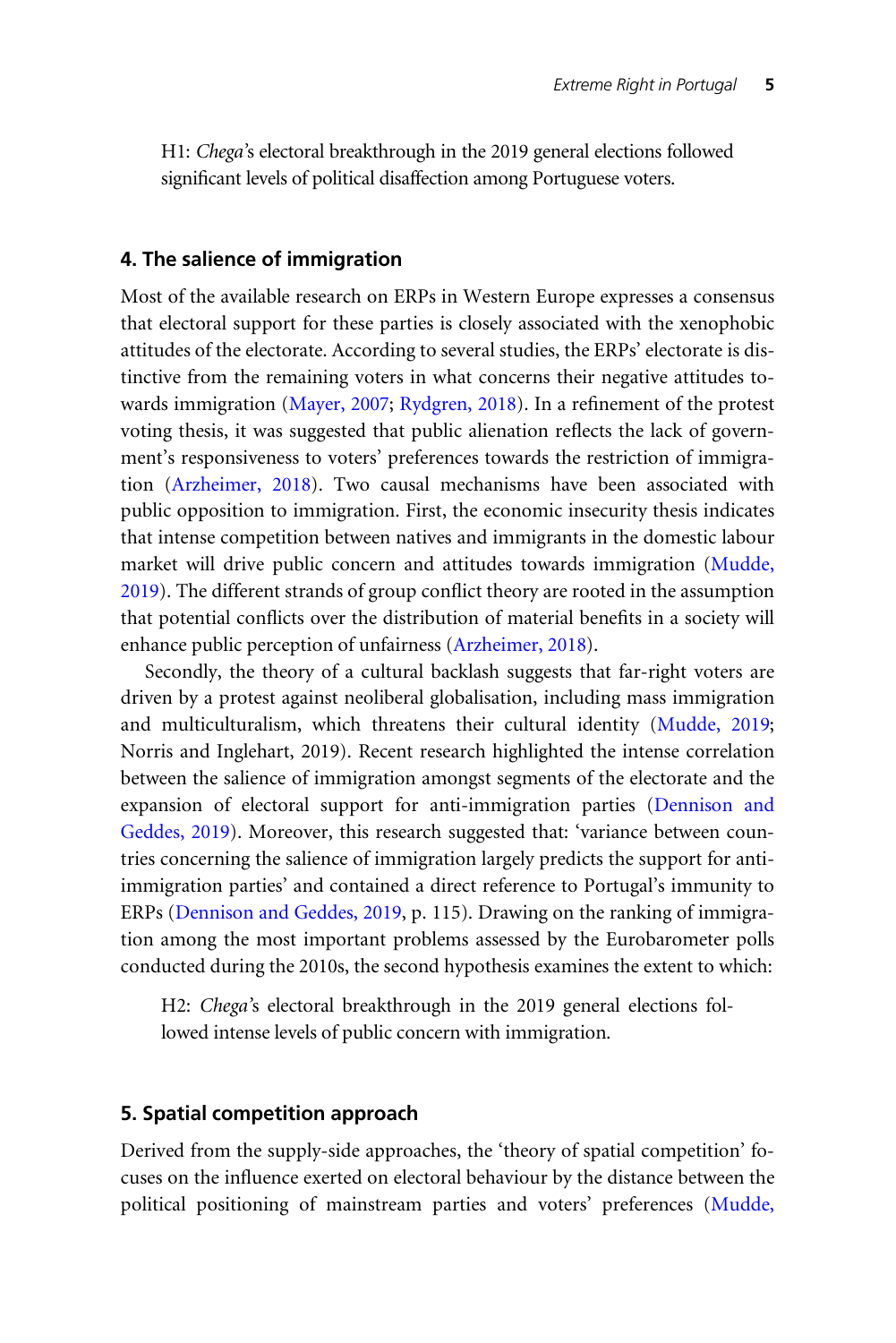H1: *Chega*'s electoral breakthrough in the 2019 general elections followed significant levels of political disaffection among Portuguese voters.

## 4. The salience of immigration

Most of the available research on ERPs in Western Europe expresses a consensus that electoral support for these parties is closely associated with the xenophobic attitudes of the electorate. According to several studies, the ERPs' electorate is distinctive from the remaining voters in what concerns their negative attitudes towards immigration (Mayer, 2007; Rydgren, 2018). In a refinement of the protest voting thesis, it was suggested that public alienation reflects the lack of government's responsiveness to voters' preferences towards the restriction of immigration (Arzheimer, 2018). Two causal mechanisms have been associated with public opposition to immigration. First, the economic insecurity thesis indicates that intense competition between natives and immigrants in the domestic labour market will drive public concern and attitudes towards immigration (Mudde, 2019). The different strands of group conflict theory are rooted in the assumption that potential conflicts over the distribution of material benefits in a society will enhance public perception of unfairness (Arzheimer, 2018).

Secondly, the theory of a cultural backlash suggests that far-right voters are driven by a protest against neoliberal globalisation, including mass immigration and multiculturalism, which threatens their cultural identity (Mudde, 2019; Norris and Inglehart, 2019). Recent research highlighted the intense correlation between the salience of immigration amongst segments of the electorate and the expansion of electoral support for anti-immigration parties (Dennison and Geddes, 2019). Moreover, this research suggested that: 'variance between countries concerning the salience of immigration largely predicts the support for anti-immigration parties' and contained a direct reference to Portugal's immunity to ERPs (Dennison and Geddes, 2019, p. 115). Drawing on the ranking of immigration among the most important problems assessed by the Eurobarometer polls conducted during the 2010s, the second hypothesis examines the extent to which:

H2: *Chega*'s electoral breakthrough in the 2019 general elections followed intense levels of public concern with immigration.

## 5. Spatial competition approach

Derived from the supply-side approaches, the 'theory of spatial competition' focuses on the influence exerted on electoral behaviour by the distance between the political positioning of mainstream parties and voters' preferences (Mudde,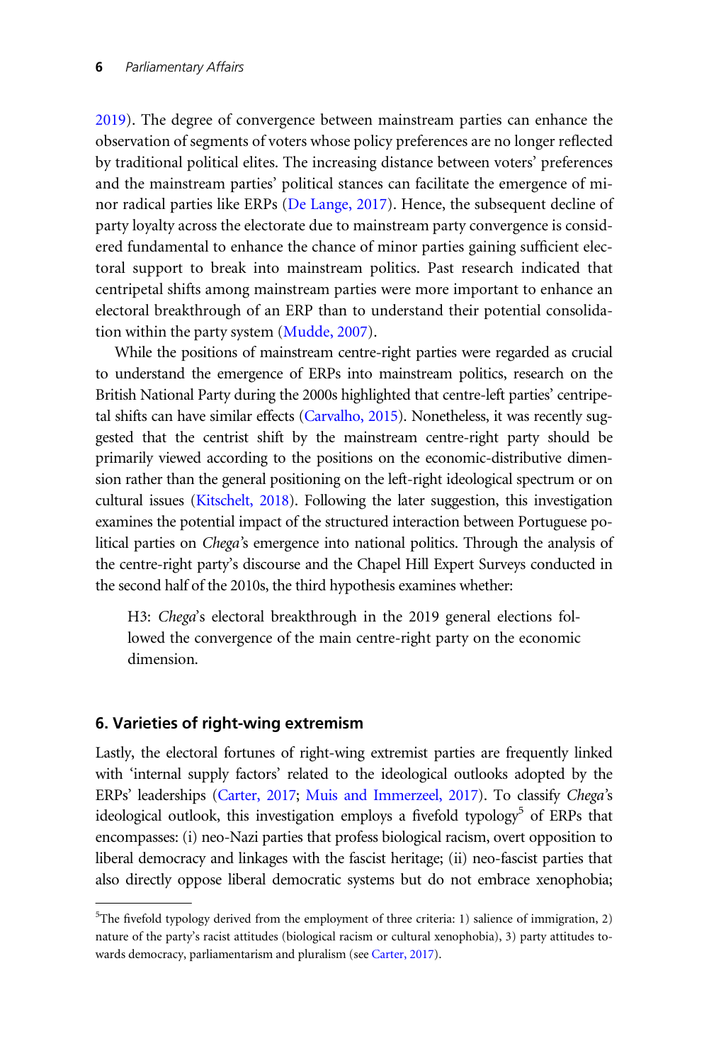2019). The degree of convergence between mainstream parties can enhance the observation of segments of voters whose policy preferences are no longer reflected by traditional political elites. The increasing distance between voters' preferences and the mainstream parties' political stances can facilitate the emergence of minor radical parties like ERPs (De Lange, 2017). Hence, the subsequent decline of party loyalty across the electorate due to mainstream party convergence is considered fundamental to enhance the chance of minor parties gaining sufficient electoral support to break into mainstream politics. Past research indicated that centripetal shifts among mainstream parties were more important to enhance an electoral breakthrough of an ERP than to understand their potential consolidation within the party system (Mudde, 2007).

While the positions of mainstream centre-right parties were regarded as crucial to understand the emergence of ERPs into mainstream politics, research on the British National Party during the 2000s highlighted that centre-left parties' centripetal shifts can have similar effects (Carvalho, 2015). Nonetheless, it was recently suggested that the centrist shift by the mainstream centre-right party should be primarily viewed according to the positions on the economic-distributive dimension rather than the general positioning on the left-right ideological spectrum or on cultural issues (Kitschelt, 2018). Following the later suggestion, this investigation examines the potential impact of the structured interaction between Portuguese political parties on *Chega*'s emergence into national politics. Through the analysis of the centre-right party's discourse and the Chapel Hill Expert Surveys conducted in the second half of the 2010s, the third hypothesis examines whether:

> H3: *Chega*'s electoral breakthrough in the 2019 general elections followed the convergence of the main centre-right party on the economic dimension.

## 6. Varieties of right-wing extremism

Lastly, the electoral fortunes of right-wing extremist parties are frequently linked with 'internal supply factors' related to the ideological outlooks adopted by the ERPs' leaderships (Carter, 2017; Muis and Immerzeel, 2017). To classify *Chega*'s ideological outlook, this investigation employs a fivefold typology[5] of ERPs that encompasses: (i) neo-Nazi parties that profess biological racism, overt opposition to liberal democracy and linkages with the fascist heritage; (ii) neo-fascist parties that also directly oppose liberal democratic systems but do not embrace xenophobia;

[5]The fivefold typology derived from the employment of three criteria: 1) salience of immigration, 2) nature of the party's racist attitudes (biological racism or cultural xenophobia), 3) party attitudes towards democracy, parliamentarism and pluralism (see Carter, 2017).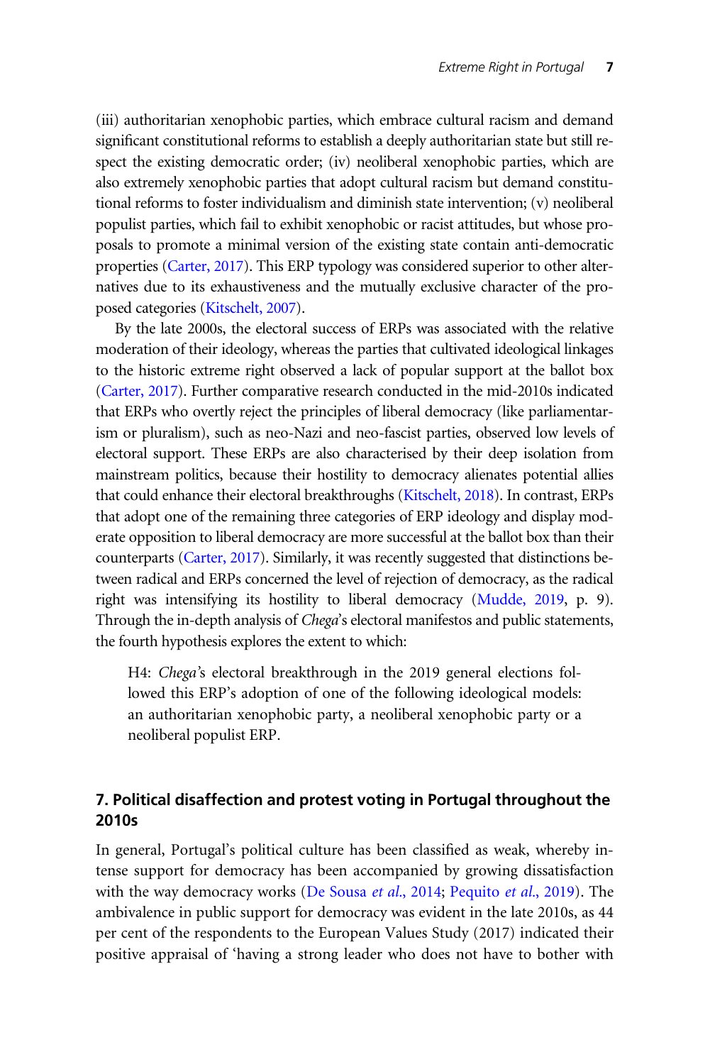(iii) authoritarian xenophobic parties, which embrace cultural racism and demand significant constitutional reforms to establish a deeply authoritarian state but still respect the existing democratic order; (iv) neoliberal xenophobic parties, which are also extremely xenophobic parties that adopt cultural racism but demand constitutional reforms to foster individualism and diminish state intervention; (v) neoliberal populist parties, which fail to exhibit xenophobic or racist attitudes, but whose proposals to promote a minimal version of the existing state contain anti-democratic properties (Carter, 2017). This ERP typology was considered superior to other alternatives due to its exhaustiveness and the mutually exclusive character of the proposed categories (Kitschelt, 2007).

By the late 2000s, the electoral success of ERPs was associated with the relative moderation of their ideology, whereas the parties that cultivated ideological linkages to the historic extreme right observed a lack of popular support at the ballot box (Carter, 2017). Further comparative research conducted in the mid-2010s indicated that ERPs who overtly reject the principles of liberal democracy (like parliamentarism or pluralism), such as neo-Nazi and neo-fascist parties, observed low levels of electoral support. These ERPs are also characterised by their deep isolation from mainstream politics, because their hostility to democracy alienates potential allies that could enhance their electoral breakthroughs (Kitschelt, 2018). In contrast, ERPs that adopt one of the remaining three categories of ERP ideology and display moderate opposition to liberal democracy are more successful at the ballot box than their counterparts (Carter, 2017). Similarly, it was recently suggested that distinctions between radical and ERPs concerned the level of rejection of democracy, as the radical right was intensifying its hostility to liberal democracy (Mudde, 2019, p. 9). Through the in-depth analysis of *Chega*'s electoral manifestos and public statements, the fourth hypothesis explores the extent to which:

> H4: *Chega*'s electoral breakthrough in the 2019 general elections followed this ERP's adoption of one of the following ideological models: an authoritarian xenophobic party, a neoliberal xenophobic party or a neoliberal populist ERP.

## 7. Political disaffection and protest voting in Portugal throughout the 2010s

In general, Portugal's political culture has been classified as weak, whereby intense support for democracy has been accompanied by growing dissatisfaction with the way democracy works (De Sousa *et al.*, 2014; Pequito *et al.*, 2019). The ambivalence in public support for democracy was evident in the late 2010s, as 44 per cent of the respondents to the European Values Study (2017) indicated their positive appraisal of 'having a strong leader who does not have to bother with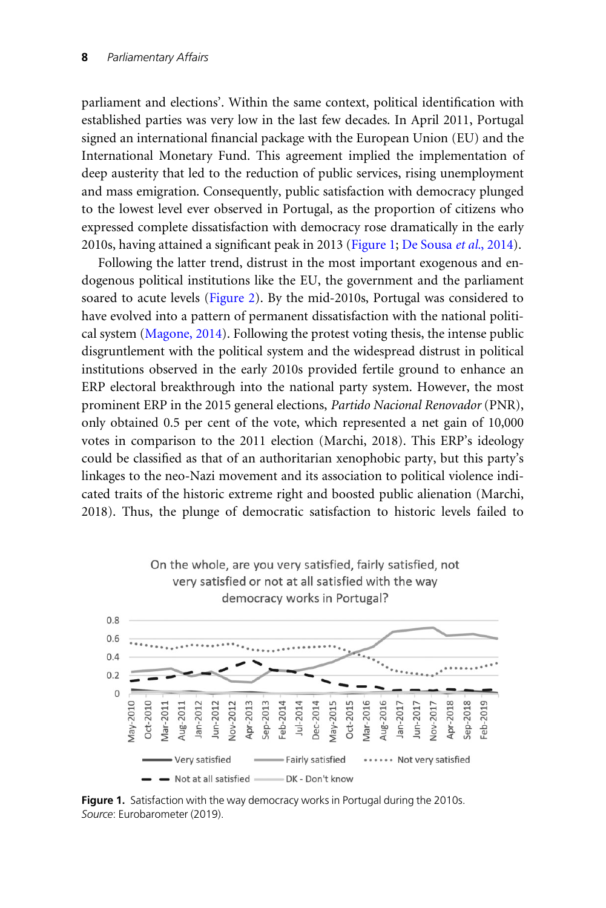parliament and elections'. Within the same context, political identification with established parties was very low in the last few decades. In April 2011, Portugal signed an international financial package with the European Union (EU) and the International Monetary Fund. This agreement implied the implementation of deep austerity that led to the reduction of public services, rising unemployment and mass emigration. Consequently, public satisfaction with democracy plunged to the lowest level ever observed in Portugal, as the proportion of citizens who expressed complete dissatisfaction with democracy rose dramatically in the early 2010s, having attained a significant peak in 2013 (Figure 1; De Sousa *et al.*, 2014).

Following the latter trend, distrust in the most important exogenous and endogenous political institutions like the EU, the government and the parliament soared to acute levels (Figure 2). By the mid-2010s, Portugal was considered to have evolved into a pattern of permanent dissatisfaction with the national political system (Magone, 2014). Following the protest voting thesis, the intense public disgruntlement with the political system and the widespread distrust in political institutions observed in the early 2010s provided fertile ground to enhance an ERP electoral breakthrough into the national party system. However, the most prominent ERP in the 2015 general elections, *Partido Nacional Renovador* (PNR), only obtained 0.5 per cent of the vote, which represented a net gain of 10,000 votes in comparison to the 2011 election (Marchi, 2018). This ERP's ideology could be classified as that of an authoritarian xenophobic party, but this party's linkages to the neo-Nazi movement and its association to political violence indicated traits of the historic extreme right and boosted public alienation (Marchi, 2018). Thus, the plunge of democratic satisfaction to historic levels failed to

**Figure 1.** Satisfaction with the way democracy works in Portugal during the 2010s.
*Source*: Eurobarometer (2019).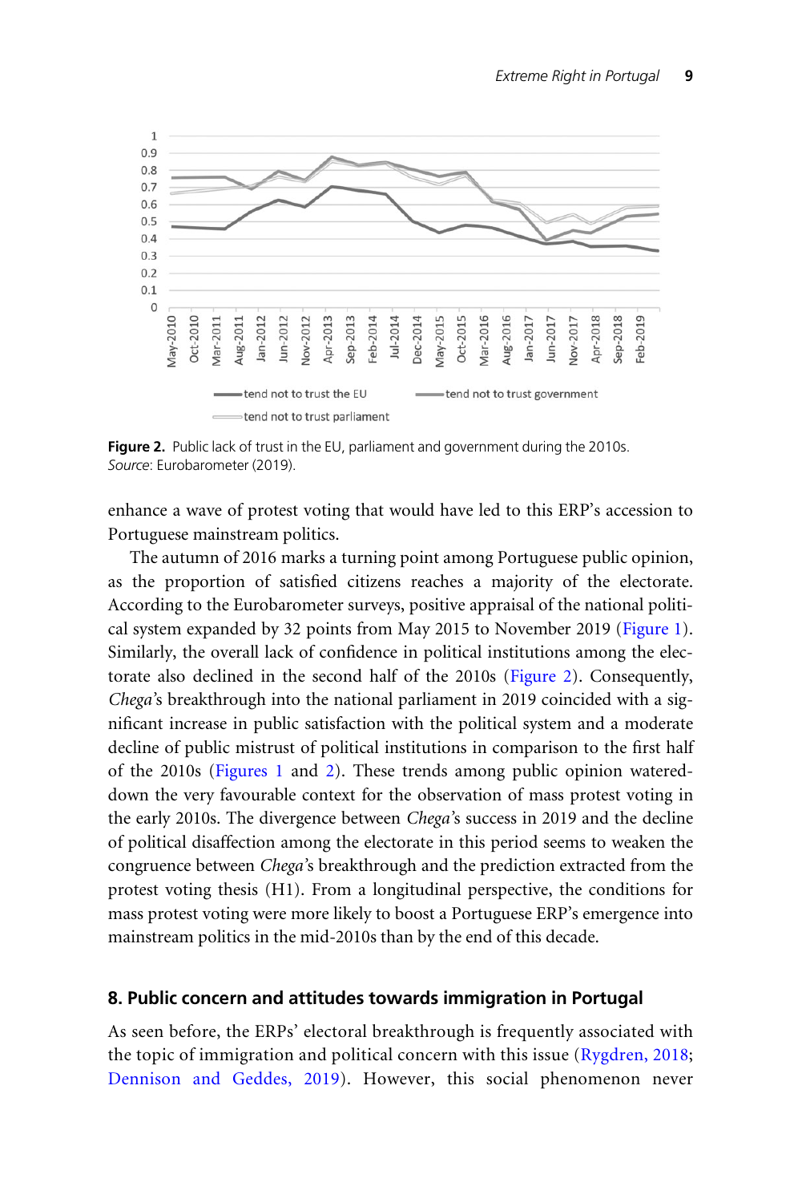Figure 2. Public lack of trust in the EU, parliament and government during the 2010s.
*Source*: Eurobarometer (2019).

enhance a wave of protest voting that would have led to this ERP's accession to Portuguese mainstream politics.

The autumn of 2016 marks a turning point among Portuguese public opinion, as the proportion of satisfied citizens reaches a majority of the electorate. According to the Eurobarometer surveys, positive appraisal of the national political system expanded by 32 points from May 2015 to November 2019 (Figure 1). Similarly, the overall lack of confidence in political institutions among the electorate also declined in the second half of the 2010s (Figure 2). Consequently, *Chega*'s breakthrough into the national parliament in 2019 coincided with a significant increase in public satisfaction with the political system and a moderate decline of public mistrust of political institutions in comparison to the first half of the 2010s (Figures 1 and 2). These trends among public opinion watered-down the very favourable context for the observation of mass protest voting in the early 2010s. The divergence between *Chega*'s success in 2019 and the decline of political disaffection among the electorate in this period seems to weaken the congruence between *Chega*'s breakthrough and the prediction extracted from the protest voting thesis (H1). From a longitudinal perspective, the conditions for mass protest voting were more likely to boost a Portuguese ERP's emergence into mainstream politics in the mid-2010s than by the end of this decade.

## 8. Public concern and attitudes towards immigration in Portugal

As seen before, the ERPs' electoral breakthrough is frequently associated with the topic of immigration and political concern with this issue (Rygdren, 2018; Dennison and Geddes, 2019). However, this social phenomenon never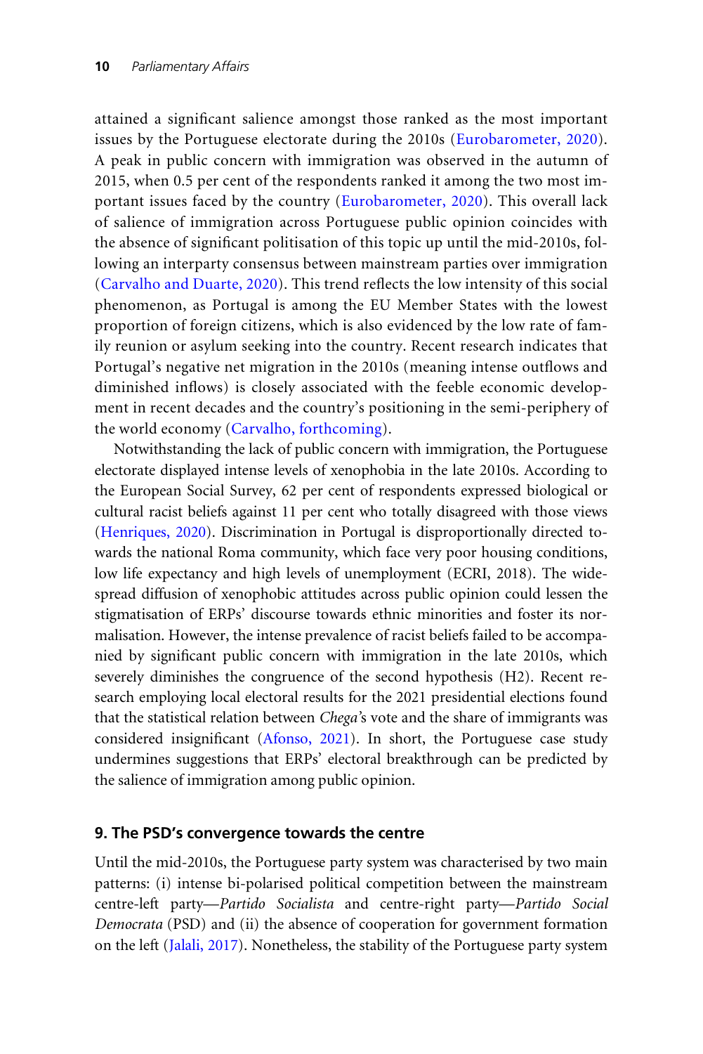attained a significant salience amongst those ranked as the most important issues by the Portuguese electorate during the 2010s (Eurobarometer, 2020). A peak in public concern with immigration was observed in the autumn of 2015, when 0.5 per cent of the respondents ranked it among the two most important issues faced by the country (Eurobarometer, 2020). This overall lack of salience of immigration across Portuguese public opinion coincides with the absence of significant politisation of this topic up until the mid-2010s, following an interparty consensus between mainstream parties over immigration (Carvalho and Duarte, 2020). This trend reflects the low intensity of this social phenomenon, as Portugal is among the EU Member States with the lowest proportion of foreign citizens, which is also evidenced by the low rate of family reunion or asylum seeking into the country. Recent research indicates that Portugal's negative net migration in the 2010s (meaning intense outflows and diminished inflows) is closely associated with the feeble economic development in recent decades and the country's positioning in the semi-periphery of the world economy (Carvalho, forthcoming).

Notwithstanding the lack of public concern with immigration, the Portuguese electorate displayed intense levels of xenophobia in the late 2010s. According to the European Social Survey, 62 per cent of respondents expressed biological or cultural racist beliefs against 11 per cent who totally disagreed with those views (Henriques, 2020). Discrimination in Portugal is disproportionally directed towards the national Roma community, which face very poor housing conditions, low life expectancy and high levels of unemployment (ECRI, 2018). The widespread diffusion of xenophobic attitudes across public opinion could lessen the stigmatisation of ERPs' discourse towards ethnic minorities and foster its normalisation. However, the intense prevalence of racist beliefs failed to be accompanied by significant public concern with immigration in the late 2010s, which severely diminishes the congruence of the second hypothesis (H2). Recent research employing local electoral results for the 2021 presidential elections found that the statistical relation between *Chega*'s vote and the share of immigrants was considered insignificant (Afonso, 2021). In short, the Portuguese case study undermines suggestions that ERPs' electoral breakthrough can be predicted by the salience of immigration among public opinion.

## 9. The PSD's convergence towards the centre

Until the mid-2010s, the Portuguese party system was characterised by two main patterns: (i) intense bi-polarised political competition between the mainstream centre-left party—*Partido Socialista* and centre-right party—*Partido Social Democrata* (PSD) and (ii) the absence of cooperation for government formation on the left (Jalali, 2017). Nonetheless, the stability of the Portuguese party system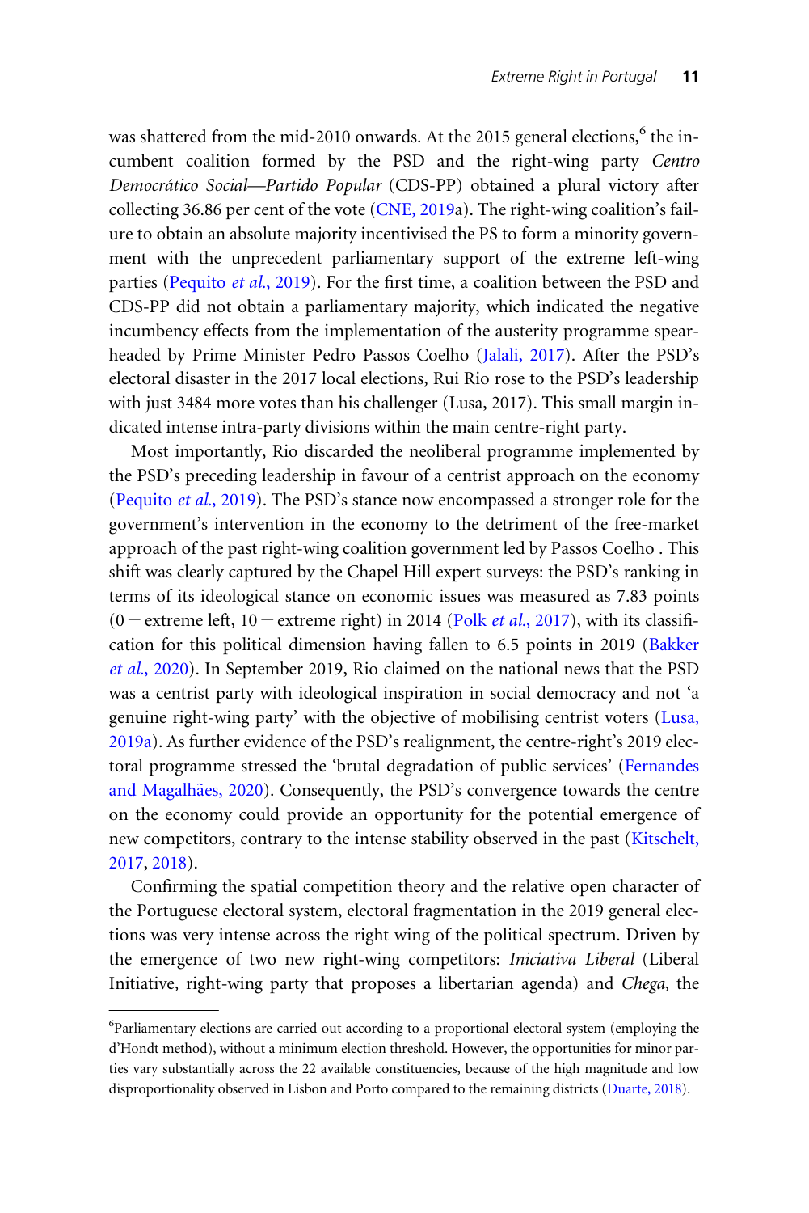was shattered from the mid-2010 onwards. At the 2015 general elections,[6] the incumbent coalition formed by the PSD and the right-wing party *Centro Democrático Social—Partido Popular* (CDS-PP) obtained a plural victory after collecting 36.86 per cent of the vote (CNE, 2019a). The right-wing coalition's failure to obtain an absolute majority incentivised the PS to form a minority government with the unprecedent parliamentary support of the extreme left-wing parties (Pequito *et al.*, 2019). For the first time, a coalition between the PSD and CDS-PP did not obtain a parliamentary majority, which indicated the negative incumbency effects from the implementation of the austerity programme spearheaded by Prime Minister Pedro Passos Coelho (Jalali, 2017). After the PSD's electoral disaster in the 2017 local elections, Rui Rio rose to the PSD's leadership with just 3484 more votes than his challenger (Lusa, 2017). This small margin indicated intense intra-party divisions within the main centre-right party.

Most importantly, Rio discarded the neoliberal programme implemented by the PSD's preceding leadership in favour of a centrist approach on the economy (Pequito *et al.*, 2019). The PSD's stance now encompassed a stronger role for the government's intervention in the economy to the detriment of the free-market approach of the past right-wing coalition government led by Passos Coelho . This shift was clearly captured by the Chapel Hill expert surveys: the PSD's ranking in terms of its ideological stance on economic issues was measured as 7.83 points (0 = extreme left, 10 = extreme right) in 2014 (Polk *et al.*, 2017), with its classification for this political dimension having fallen to 6.5 points in 2019 (Bakker *et al.*, 2020). In September 2019, Rio claimed on the national news that the PSD was a centrist party with ideological inspiration in social democracy and not 'a genuine right-wing party' with the objective of mobilising centrist voters (Lusa, 2019a). As further evidence of the PSD's realignment, the centre-right's 2019 electoral programme stressed the 'brutal degradation of public services' (Fernandes and Magalhães, 2020). Consequently, the PSD's convergence towards the centre on the economy could provide an opportunity for the potential emergence of new competitors, contrary to the intense stability observed in the past (Kitschelt, 2017, 2018).

Confirming the spatial competition theory and the relative open character of the Portuguese electoral system, electoral fragmentation in the 2019 general elections was very intense across the right wing of the political spectrum. Driven by the emergence of two new right-wing competitors: *Iniciativa Liberal* (Liberal Initiative, right-wing party that proposes a libertarian agenda) and *Chega*, the

[6]Parliamentary elections are carried out according to a proportional electoral system (employing the d'Hondt method), without a minimum election threshold. However, the opportunities for minor parties vary substantially across the 22 available constituencies, because of the high magnitude and low disproportionality observed in Lisbon and Porto compared to the remaining districts (Duarte, 2018).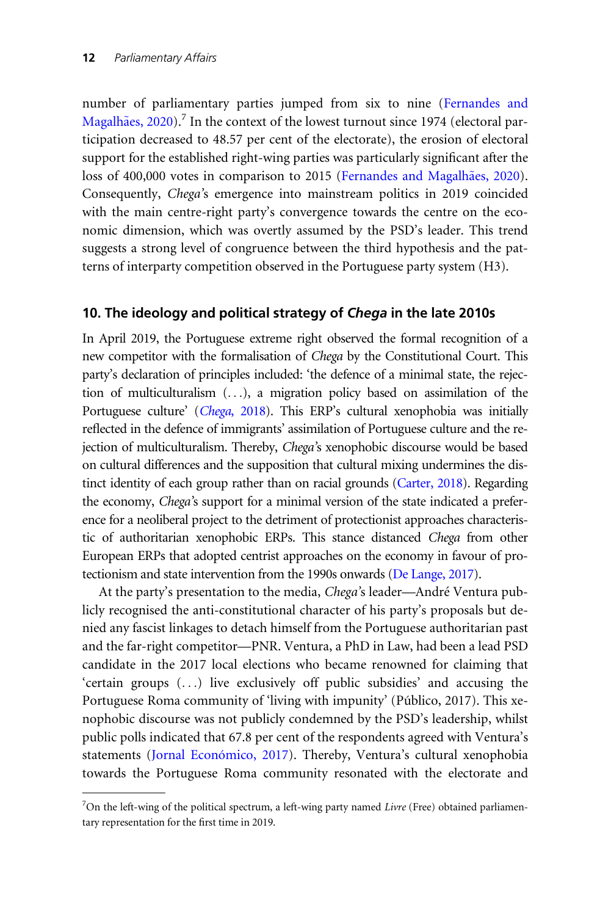number of parliamentary parties jumped from six to nine (Fernandes and Magalhães, 2020).[7] In the context of the lowest turnout since 1974 (electoral participation decreased to 48.57 per cent of the electorate), the erosion of electoral support for the established right-wing parties was particularly significant after the loss of 400,000 votes in comparison to 2015 (Fernandes and Magalhães, 2020). Consequently, *Chega*'s emergence into mainstream politics in 2019 coincided with the main centre-right party's convergence towards the centre on the economic dimension, which was overtly assumed by the PSD's leader. This trend suggests a strong level of congruence between the third hypothesis and the patterns of interparty competition observed in the Portuguese party system (H3).

## 10. The ideology and political strategy of *Chega* in the late 2010s

In April 2019, the Portuguese extreme right observed the formal recognition of a new competitor with the formalisation of *Chega* by the Constitutional Court. This party's declaration of principles included: 'the defence of a minimal state, the rejection of multiculturalism (...), a migration policy based on assimilation of the Portuguese culture' (*Chega*, 2018). This ERP's cultural xenophobia was initially reflected in the defence of immigrants' assimilation of Portuguese culture and the rejection of multiculturalism. Thereby, *Chega*'s xenophobic discourse would be based on cultural differences and the supposition that cultural mixing undermines the distinct identity of each group rather than on racial grounds (Carter, 2018). Regarding the economy, *Chega*'s support for a minimal version of the state indicated a preference for a neoliberal project to the detriment of protectionist approaches characteristic of authoritarian xenophobic ERPs. This stance distanced *Chega* from other European ERPs that adopted centrist approaches on the economy in favour of protectionism and state intervention from the 1990s onwards (De Lange, 2017).

At the party's presentation to the media, *Chega*'s leader—André Ventura publicly recognised the anti-constitutional character of his party's proposals but denied any fascist linkages to detach himself from the Portuguese authoritarian past and the far-right competitor—PNR. Ventura, a PhD in Law, had been a lead PSD candidate in the 2017 local elections who became renowned for claiming that 'certain groups (...) live exclusively off public subsidies' and accusing the Portuguese Roma community of 'living with impunity' (Público, 2017). This xenophobic discourse was not publicly condemned by the PSD's leadership, whilst public polls indicated that 67.8 per cent of the respondents agreed with Ventura's statements (Jornal Económico, 2017). Thereby, Ventura's cultural xenophobia towards the Portuguese Roma community resonated with the electorate and

[7] On the left-wing of the political spectrum, a left-wing party named *Livre* (Free) obtained parliamentary representation for the first time in 2019.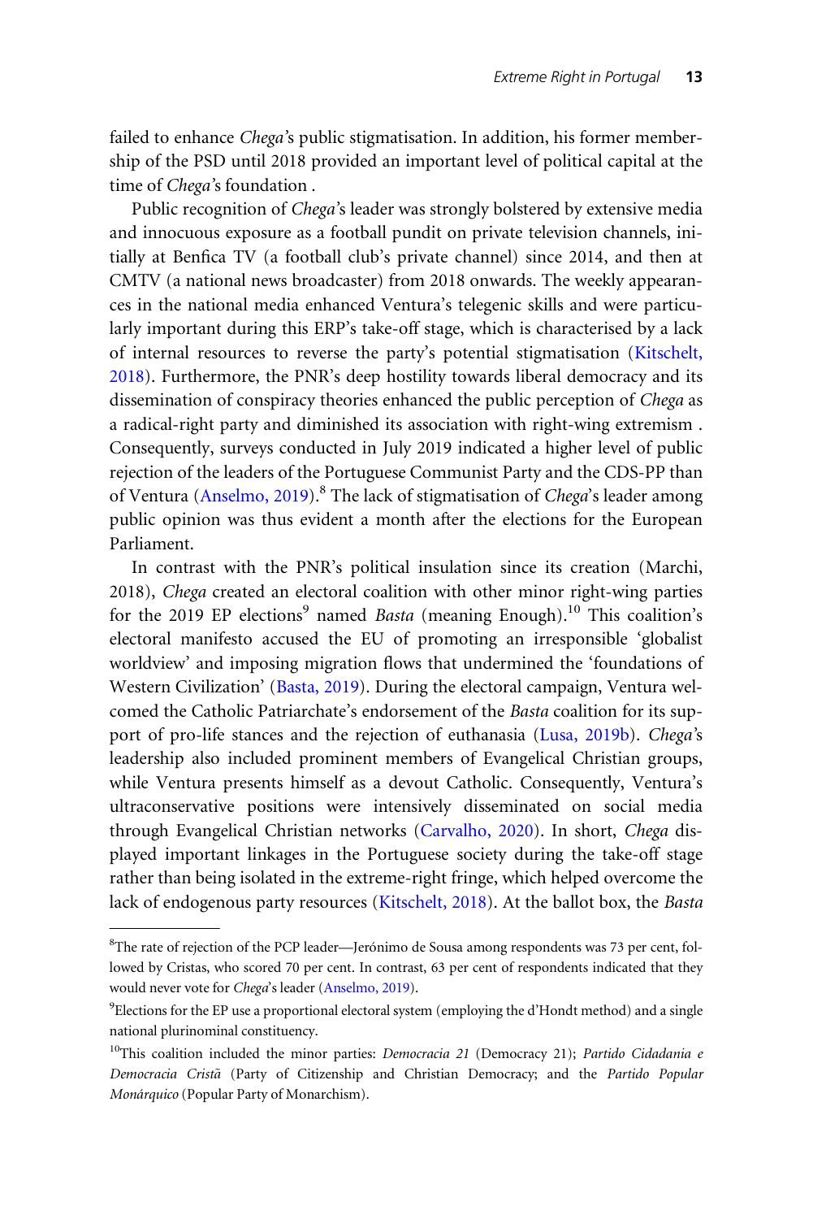failed to enhance *Chega*'s public stigmatisation. In addition, his former membership of the PSD until 2018 provided an important level of political capital at the time of *Chega*'s foundation .

Public recognition of *Chega*'s leader was strongly bolstered by extensive media and innocuous exposure as a football pundit on private television channels, initially at Benfica TV (a football club's private channel) since 2014, and then at CMTV (a national news broadcaster) from 2018 onwards. The weekly appearances in the national media enhanced Ventura's telegenic skills and were particularly important during this ERP's take-off stage, which is characterised by a lack of internal resources to reverse the party's potential stigmatisation (Kitschelt, 2018). Furthermore, the PNR's deep hostility towards liberal democracy and its dissemination of conspiracy theories enhanced the public perception of *Chega* as a radical-right party and diminished its association with right-wing extremism . Consequently, surveys conducted in July 2019 indicated a higher level of public rejection of the leaders of the Portuguese Communist Party and the CDS-PP than of Ventura (Anselmo, 2019).[8] The lack of stigmatisation of *Chega*'s leader among public opinion was thus evident a month after the elections for the European Parliament.

In contrast with the PNR's political insulation since its creation (Marchi, 2018), *Chega* created an electoral coalition with other minor right-wing parties for the 2019 EP elections[9] named *Basta* (meaning Enough).[10] This coalition's electoral manifesto accused the EU of promoting an irresponsible 'globalist worldview' and imposing migration flows that undermined the 'foundations of Western Civilization' (Basta, 2019). During the electoral campaign, Ventura welcomed the Catholic Patriarchate's endorsement of the *Basta* coalition for its support of pro-life stances and the rejection of euthanasia (Lusa, 2019b). *Chega*'s leadership also included prominent members of Evangelical Christian groups, while Ventura presents himself as a devout Catholic. Consequently, Ventura's ultraconservative positions were intensively disseminated on social media through Evangelical Christian networks (Carvalho, 2020). In short, *Chega* displayed important linkages in the Portuguese society during the take-off stage rather than being isolated in the extreme-right fringe, which helped overcome the lack of endogenous party resources (Kitschelt, 2018). At the ballot box, the *Basta*

---

[8] The rate of rejection of the PCP leader—Jerónimo de Sousa among respondents was 73 per cent, followed by Cristas, who scored 70 per cent. In contrast, 63 per cent of respondents indicated that they would never vote for *Chega*'s leader (Anselmo, 2019).

[9] Elections for the EP use a proportional electoral system (employing the d'Hondt method) and a single national plurinominal constituency.

[10] This coalition included the minor parties: *Democracia 21* (Democracy 21); *Partido Cidadania e Democracia Cristã* (Party of Citizenship and Christian Democracy; and the *Partido Popular Monárquico* (Popular Party of Monarchism).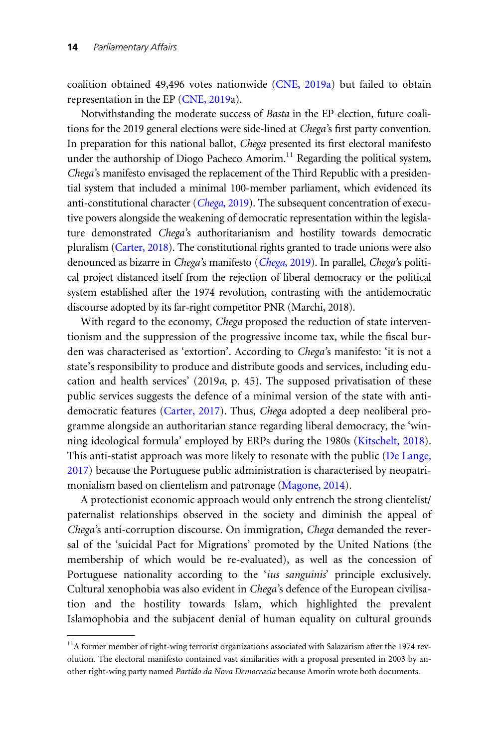coalition obtained 49,496 votes nationwide (CNE, 2019a) but failed to obtain representation in the EP (CNE, 2019a).

Notwithstanding the moderate success of *Basta* in the EP election, future coalitions for the 2019 general elections were side-lined at *Chega*'s first party convention. In preparation for this national ballot, *Chega* presented its first electoral manifesto under the authorship of Diogo Pacheco Amorim.[11] Regarding the political system, *Chega*'s manifesto envisaged the replacement of the Third Republic with a presidential system that included a minimal 100-member parliament, which evidenced its anti-constitutional character (*Chega*, 2019). The subsequent concentration of executive powers alongside the weakening of democratic representation within the legislature demonstrated *Chega*'s authoritarianism and hostility towards democratic pluralism (Carter, 2018). The constitutional rights granted to trade unions were also denounced as bizarre in *Chega*'s manifesto (*Chega*, 2019). In parallel, *Chega*'s political project distanced itself from the rejection of liberal democracy or the political system established after the 1974 revolution, contrasting with the antidemocratic discourse adopted by its far-right competitor PNR (Marchi, 2018).

With regard to the economy, *Chega* proposed the reduction of state interventionism and the suppression of the progressive income tax, while the fiscal burden was characterised as 'extortion'. According to *Chega*'s manifesto: 'it is not a state's responsibility to produce and distribute goods and services, including education and health services' (2019*a*, p. 45). The supposed privatisation of these public services suggests the defence of a minimal version of the state with antidemocratic features (Carter, 2017). Thus, *Chega* adopted a deep neoliberal programme alongside an authoritarian stance regarding liberal democracy, the 'winning ideological formula' employed by ERPs during the 1980s (Kitschelt, 2018). This anti-statist approach was more likely to resonate with the public (De Lange, 2017) because the Portuguese public administration is characterised by neopatrimonialism based on clientelism and patronage (Magone, 2014).

A protectionist economic approach would only entrench the strong clientelist/paternalist relationships observed in the society and diminish the appeal of *Chega*'s anti-corruption discourse. On immigration, *Chega* demanded the reversal of the 'suicidal Pact for Migrations' promoted by the United Nations (the membership of which would be re-evaluated), as well as the concession of Portuguese nationality according to the '*ius sanguinis*' principle exclusively. Cultural xenophobia was also evident in *Chega*'s defence of the European civilisation and the hostility towards Islam, which highlighted the prevalent Islamophobia and the subjacent denial of human equality on cultural grounds

[11] A former member of right-wing terrorist organizations associated with Salazarism after the 1974 revolution. The electoral manifesto contained vast similarities with a proposal presented in 2003 by another right-wing party named *Partido da Nova Democracia* because Amorin wrote both documents.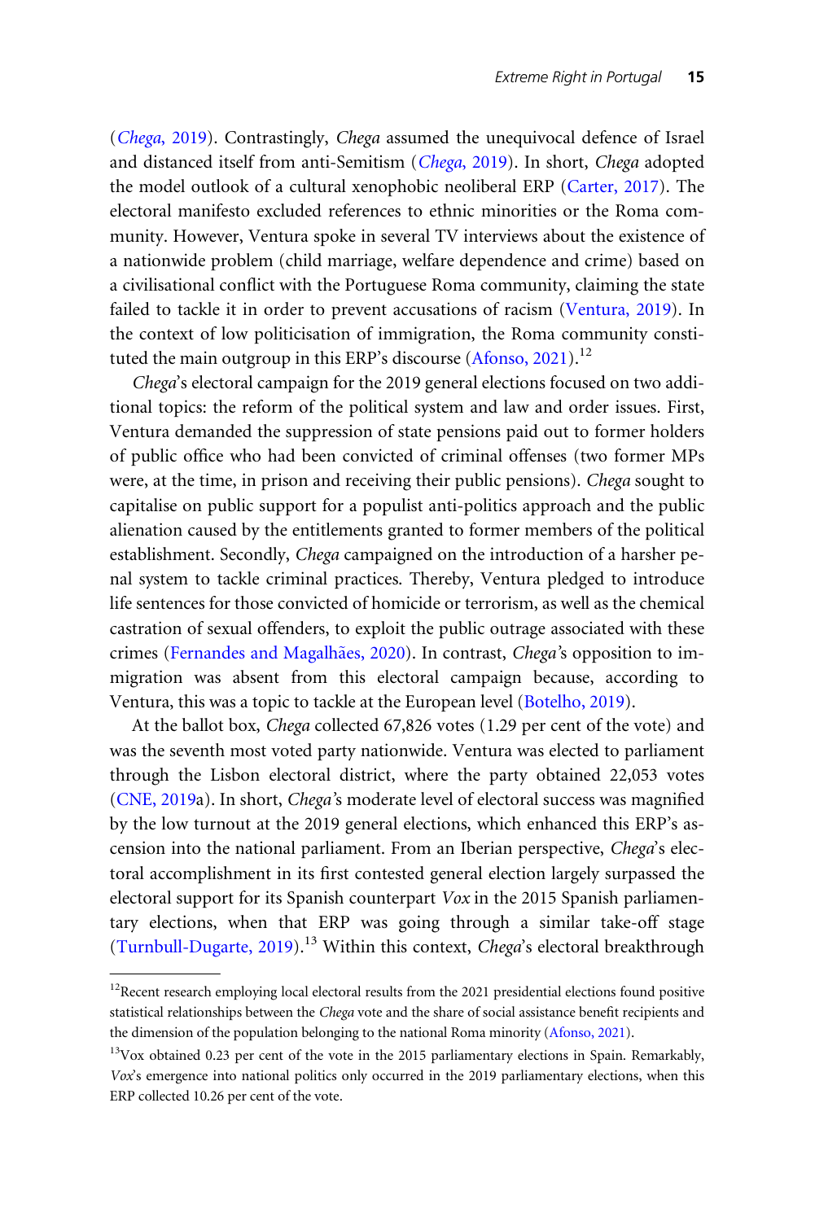(*Chega*, 2019). Contrastingly, *Chega* assumed the unequivocal defence of Israel and distanced itself from anti-Semitism (*Chega*, 2019). In short, *Chega* adopted the model outlook of a cultural xenophobic neoliberal ERP (Carter, 2017). The electoral manifesto excluded references to ethnic minorities or the Roma community. However, Ventura spoke in several TV interviews about the existence of a nationwide problem (child marriage, welfare dependence and crime) based on a civilisational conflict with the Portuguese Roma community, claiming the state failed to tackle it in order to prevent accusations of racism (Ventura, 2019). In the context of low politicisation of immigration, the Roma community constituted the main outgroup in this ERP's discourse (Afonso, 2021).[12]

*Chega*'s electoral campaign for the 2019 general elections focused on two additional topics: the reform of the political system and law and order issues. First, Ventura demanded the suppression of state pensions paid out to former holders of public office who had been convicted of criminal offenses (two former MPs were, at the time, in prison and receiving their public pensions). *Chega* sought to capitalise on public support for a populist anti-politics approach and the public alienation caused by the entitlements granted to former members of the political establishment. Secondly, *Chega* campaigned on the introduction of a harsher penal system to tackle criminal practices. Thereby, Ventura pledged to introduce life sentences for those convicted of homicide or terrorism, as well as the chemical castration of sexual offenders, to exploit the public outrage associated with these crimes (Fernandes and Magalhães, 2020). In contrast, *Chega*'s opposition to immigration was absent from this electoral campaign because, according to Ventura, this was a topic to tackle at the European level (Botelho, 2019).

At the ballot box, *Chega* collected 67,826 votes (1.29 per cent of the vote) and was the seventh most voted party nationwide. Ventura was elected to parliament through the Lisbon electoral district, where the party obtained 22,053 votes (CNE, 2019a). In short, *Chega*'s moderate level of electoral success was magnified by the low turnout at the 2019 general elections, which enhanced this ERP's ascension into the national parliament. From an Iberian perspective, *Chega*'s electoral accomplishment in its first contested general election largely surpassed the electoral support for its Spanish counterpart *Vox* in the 2015 Spanish parliamentary elections, when that ERP was going through a similar take-off stage (Turnbull-Dugarte, 2019).[13] Within this context, *Chega*'s electoral breakthrough

[12]Recent research employing local electoral results from the 2021 presidential elections found positive statistical relationships between the *Chega* vote and the share of social assistance benefit recipients and the dimension of the population belonging to the national Roma minority (Afonso, 2021).

[13]Vox obtained 0.23 per cent of the vote in the 2015 parliamentary elections in Spain. Remarkably, *Vox*'s emergence into national politics only occurred in the 2019 parliamentary elections, when this ERP collected 10.26 per cent of the vote.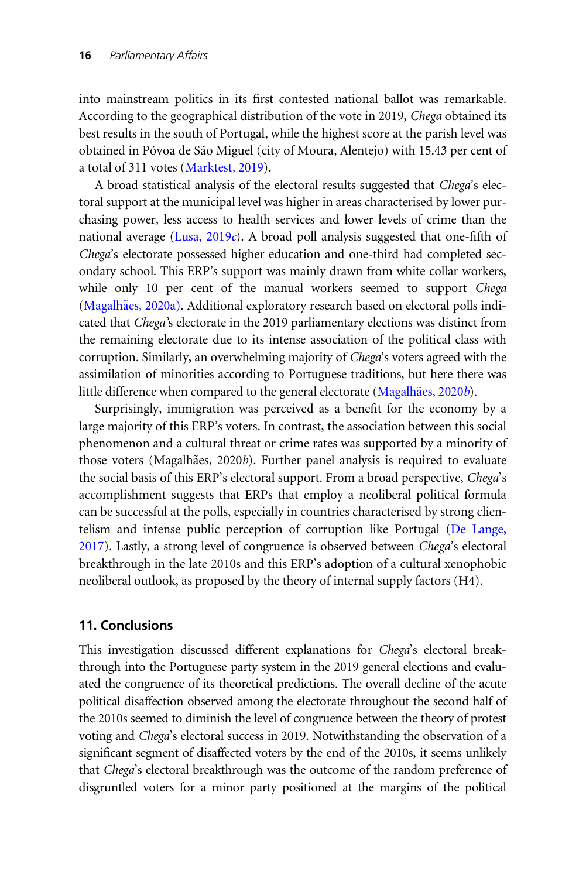into mainstream politics in its first contested national ballot was remarkable. According to the geographical distribution of the vote in 2019, *Chega* obtained its best results in the south of Portugal, while the highest score at the parish level was obtained in Póvoa de São Miguel (city of Moura, Alentejo) with 15.43 per cent of a total of 311 votes (Marktest, 2019).

A broad statistical analysis of the electoral results suggested that *Chega*'s electoral support at the municipal level was higher in areas characterised by lower purchasing power, less access to health services and lower levels of crime than the national average (Lusa, 2019*c*). A broad poll analysis suggested that one-fifth of *Chega*'s electorate possessed higher education and one-third had completed secondary school. This ERP's support was mainly drawn from white collar workers, while only 10 per cent of the manual workers seemed to support *Chega* (Magalhães, 2020a). Additional exploratory research based on electoral polls indicated that *Chega*'s electorate in the 2019 parliamentary elections was distinct from the remaining electorate due to its intense association of the political class with corruption. Similarly, an overwhelming majority of *Chega*'s voters agreed with the assimilation of minorities according to Portuguese traditions, but here there was little difference when compared to the general electorate (Magalhães, 2020*b*).

Surprisingly, immigration was perceived as a benefit for the economy by a large majority of this ERP's voters. In contrast, the association between this social phenomenon and a cultural threat or crime rates was supported by a minority of those voters (Magalhães, 2020*b*). Further panel analysis is required to evaluate the social basis of this ERP's electoral support. From a broad perspective, *Chega*'s accomplishment suggests that ERPs that employ a neoliberal political formula can be successful at the polls, especially in countries characterised by strong clientelism and intense public perception of corruption like Portugal (De Lange, 2017). Lastly, a strong level of congruence is observed between *Chega*'s electoral breakthrough in the late 2010s and this ERP's adoption of a cultural xenophobic neoliberal outlook, as proposed by the theory of internal supply factors (H4).

## 11. Conclusions

This investigation discussed different explanations for *Chega*'s electoral breakthrough into the Portuguese party system in the 2019 general elections and evaluated the congruence of its theoretical predictions. The overall decline of the acute political disaffection observed among the electorate throughout the second half of the 2010s seemed to diminish the level of congruence between the theory of protest voting and *Chega*'s electoral success in 2019. Notwithstanding the observation of a significant segment of disaffected voters by the end of the 2010s, it seems unlikely that *Chega*'s electoral breakthrough was the outcome of the random preference of disgruntled voters for a minor party positioned at the margins of the political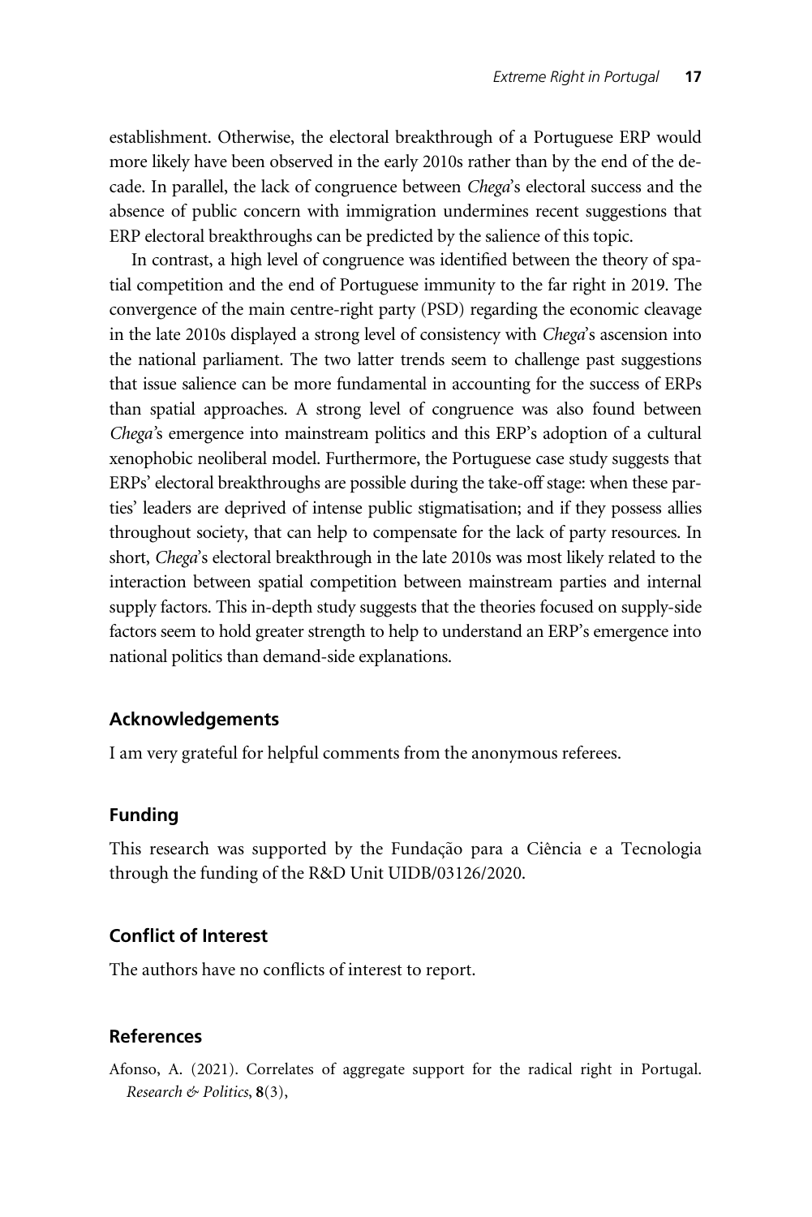establishment. Otherwise, the electoral breakthrough of a Portuguese ERP would more likely have been observed in the early 2010s rather than by the end of the decade. In parallel, the lack of congruence between *Chega*'s electoral success and the absence of public concern with immigration undermines recent suggestions that ERP electoral breakthroughs can be predicted by the salience of this topic.

In contrast, a high level of congruence was identified between the theory of spatial competition and the end of Portuguese immunity to the far right in 2019. The convergence of the main centre-right party (PSD) regarding the economic cleavage in the late 2010s displayed a strong level of consistency with *Chega*'s ascension into the national parliament. The two latter trends seem to challenge past suggestions that issue salience can be more fundamental in accounting for the success of ERPs than spatial approaches. A strong level of congruence was also found between *Chega*'s emergence into mainstream politics and this ERP's adoption of a cultural xenophobic neoliberal model. Furthermore, the Portuguese case study suggests that ERPs' electoral breakthroughs are possible during the take-off stage: when these parties' leaders are deprived of intense public stigmatisation; and if they possess allies throughout society, that can help to compensate for the lack of party resources. In short, *Chega*'s electoral breakthrough in the late 2010s was most likely related to the interaction between spatial competition between mainstream parties and internal supply factors. This in-depth study suggests that the theories focused on supply-side factors seem to hold greater strength to help to understand an ERP's emergence into national politics than demand-side explanations.

## Acknowledgements

I am very grateful for helpful comments from the anonymous referees.

## Funding

This research was supported by the Fundação para a Ciência e a Tecnologia through the funding of the R&D Unit UIDB/03126/2020.

## Conflict of Interest

The authors have no conflicts of interest to report.

## References

Afonso, A. (2021). Correlates of aggregate support for the radical right in Portugal. *Research & Politics*, **8**(3),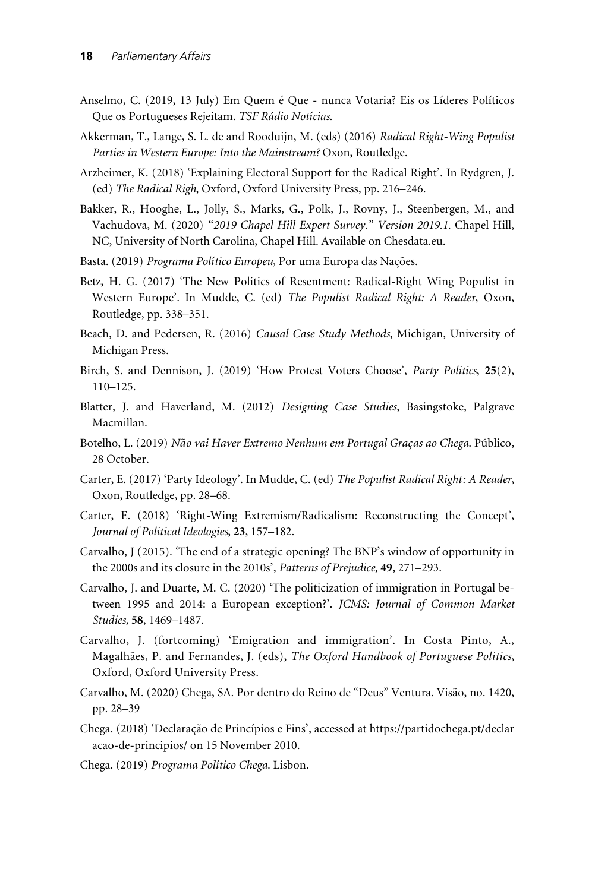Anselmo, C. (2019, 13 July) Em Quem é Que - nunca Votaria? Eis os Líderes Políticos Que os Portugueses Rejeitam. *TSF Rádio Notícias*.

Akkerman, T., Lange, S. L. de and Rooduijn, M. (eds) (2016) *Radical Right-Wing Populist Parties in Western Europe: Into the Mainstream?* Oxon, Routledge.

Arzheimer, K. (2018) 'Explaining Electoral Support for the Radical Right'. In Rydgren, J. (ed) *The Radical Righ*, Oxford, Oxford University Press, pp. 216–246.

Bakker, R., Hooghe, L., Jolly, S., Marks, G., Polk, J., Rovny, J., Steenbergen, M., and Vachudova, M. (2020) *"2019 Chapel Hill Expert Survey." Version 2019.1.* Chapel Hill, NC, University of North Carolina, Chapel Hill. Available on Chesdata.eu.

Basta. (2019) *Programa Político Europeu*, Por uma Europa das Nações.

Betz, H. G. (2017) 'The New Politics of Resentment: Radical-Right Wing Populist in Western Europe'. In Mudde, C. (ed) *The Populist Radical Right: A Reader*, Oxon, Routledge, pp. 338–351.

Beach, D. and Pedersen, R. (2016) *Causal Case Study Methods*, Michigan, University of Michigan Press.

Birch, S. and Dennison, J. (2019) 'How Protest Voters Choose', *Party Politics*, **25**(2), 110–125.

Blatter, J. and Haverland, M. (2012) *Designing Case Studies*, Basingstoke, Palgrave Macmillan.

Botelho, L. (2019) *Não vai Haver Extremo Nenhum em Portugal Graças ao Chega.* Público, 28 October.

Carter, E. (2017) 'Party Ideology'. In Mudde, C. (ed) *The Populist Radical Right: A Reader*, Oxon, Routledge, pp. 28–68.

Carter, E. (2018) 'Right-Wing Extremism/Radicalism: Reconstructing the Concept', *Journal of Political Ideologies*, **23**, 157–182.

Carvalho, J (2015). 'The end of a strategic opening? The BNP's window of opportunity in the 2000s and its closure in the 2010s', *Patterns of Prejudice,* **49**, 271–293.

Carvalho, J. and Duarte, M. C. (2020) 'The politicization of immigration in Portugal between 1995 and 2014: a European exception?'. *JCMS: Journal of Common Market Studies,* **58**, 1469–1487.

Carvalho, J. (fortcoming) 'Emigration and immigration'. In Costa Pinto, A., Magalhães, P. and Fernandes, J. (eds), *The Oxford Handbook of Portuguese Politics*, Oxford, Oxford University Press.

Carvalho, M. (2020) Chega, SA. Por dentro do Reino de "Deus" Ventura. Visão, no. 1420, pp. 28–39

Chega. (2018) 'Declaração de Princípios e Fins', accessed at https://partidochega.pt/declaracao-de-principios/ on 15 November 2010.

Chega. (2019) *Programa Político Chega.* Lisbon.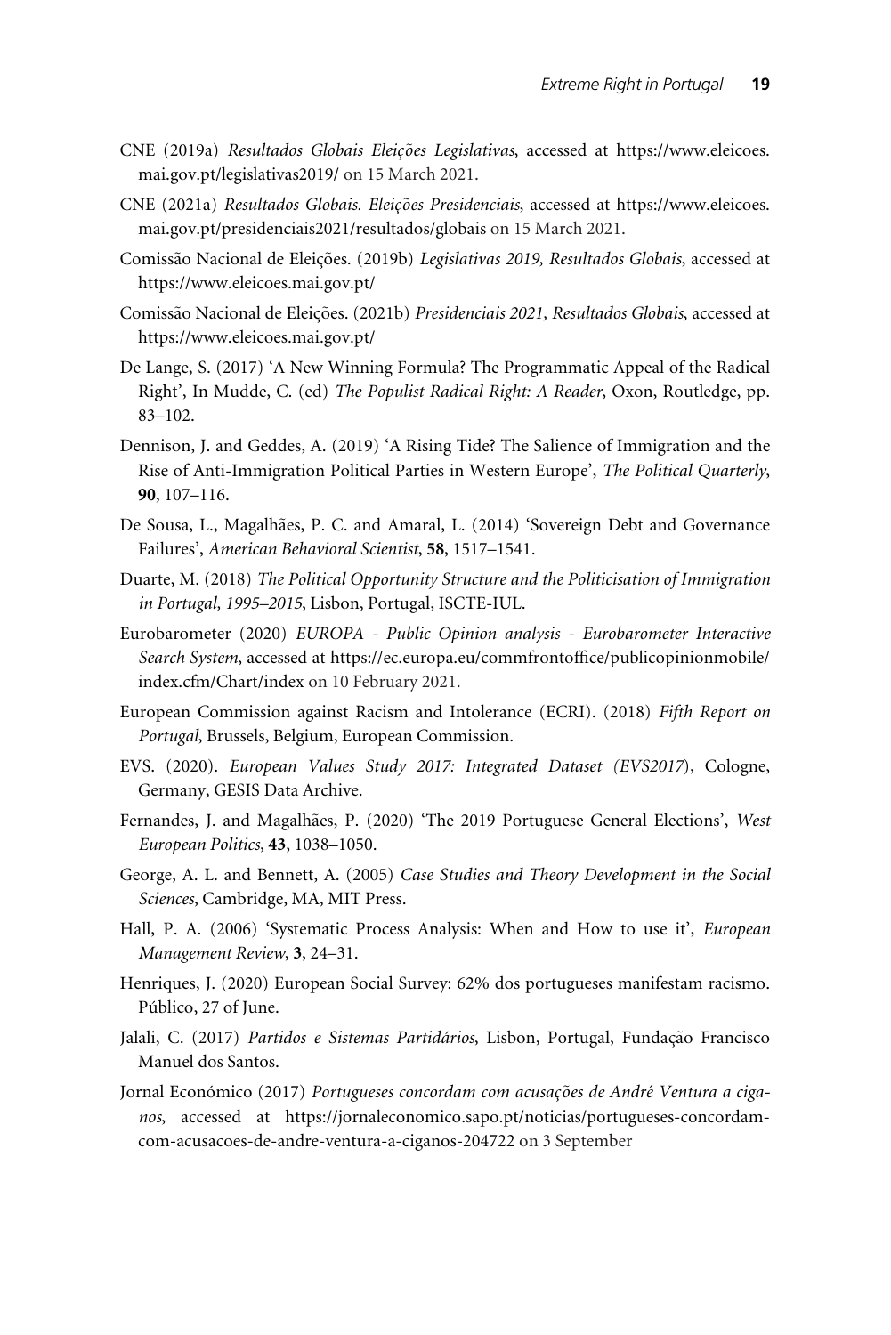CNE (2019a) *Resultados Globais Eleições Legislativas*, accessed at https://www.eleicoes.mai.gov.pt/legislativas2019/ on 15 March 2021.

CNE (2021a) *Resultados Globais. Eleições Presidenciais*, accessed at https://www.eleicoes.mai.gov.pt/presidenciais2021/resultados/globais on 15 March 2021.

Comissão Nacional de Eleições. (2019b) *Legislativas 2019, Resultados Globais*, accessed at https://www.eleicoes.mai.gov.pt/

Comissão Nacional de Eleições. (2021b) *Presidenciais 2021, Resultados Globais*, accessed at https://www.eleicoes.mai.gov.pt/

De Lange, S. (2017) 'A New Winning Formula? The Programmatic Appeal of the Radical Right', In Mudde, C. (ed) *The Populist Radical Right: A Reader*, Oxon, Routledge, pp. 83–102.

Dennison, J. and Geddes, A. (2019) 'A Rising Tide? The Salience of Immigration and the Rise of Anti-Immigration Political Parties in Western Europe', *The Political Quarterly*, **90**, 107–116.

De Sousa, L., Magalhães, P. C. and Amaral, L. (2014) 'Sovereign Debt and Governance Failures', *American Behavioral Scientist*, **58**, 1517–1541.

Duarte, M. (2018) *The Political Opportunity Structure and the Politicisation of Immigration in Portugal, 1995–2015*, Lisbon, Portugal, ISCTE-IUL.

Eurobarometer (2020) *EUROPA - Public Opinion analysis - Eurobarometer Interactive Search System*, accessed at https://ec.europa.eu/commfrontoffice/publicopinionmobile/index.cfm/Chart/index on 10 February 2021.

European Commission against Racism and Intolerance (ECRI). (2018) *Fifth Report on Portugal*, Brussels, Belgium, European Commission.

EVS. (2020). *European Values Study 2017: Integrated Dataset (EVS2017)*, Cologne, Germany, GESIS Data Archive.

Fernandes, J. and Magalhães, P. (2020) 'The 2019 Portuguese General Elections', *West European Politics*, **43**, 1038–1050.

George, A. L. and Bennett, A. (2005) *Case Studies and Theory Development in the Social Sciences*, Cambridge, MA, MIT Press.

Hall, P. A. (2006) 'Systematic Process Analysis: When and How to use it', *European Management Review*, **3**, 24–31.

Henriques, J. (2020) European Social Survey: 62% dos portugueses manifestam racismo. Público, 27 of June.

Jalali, C. (2017) *Partidos e Sistemas Partidários*, Lisbon, Portugal, Fundação Francisco Manuel dos Santos.

Jornal Económico (2017) *Portugueses concordam com acusações de André Ventura a ciganos*, accessed at https://jornaleconomico.sapo.pt/noticias/portugueses-concordam-com-acusacoes-de-andre-ventura-a-ciganos-204722 on 3 September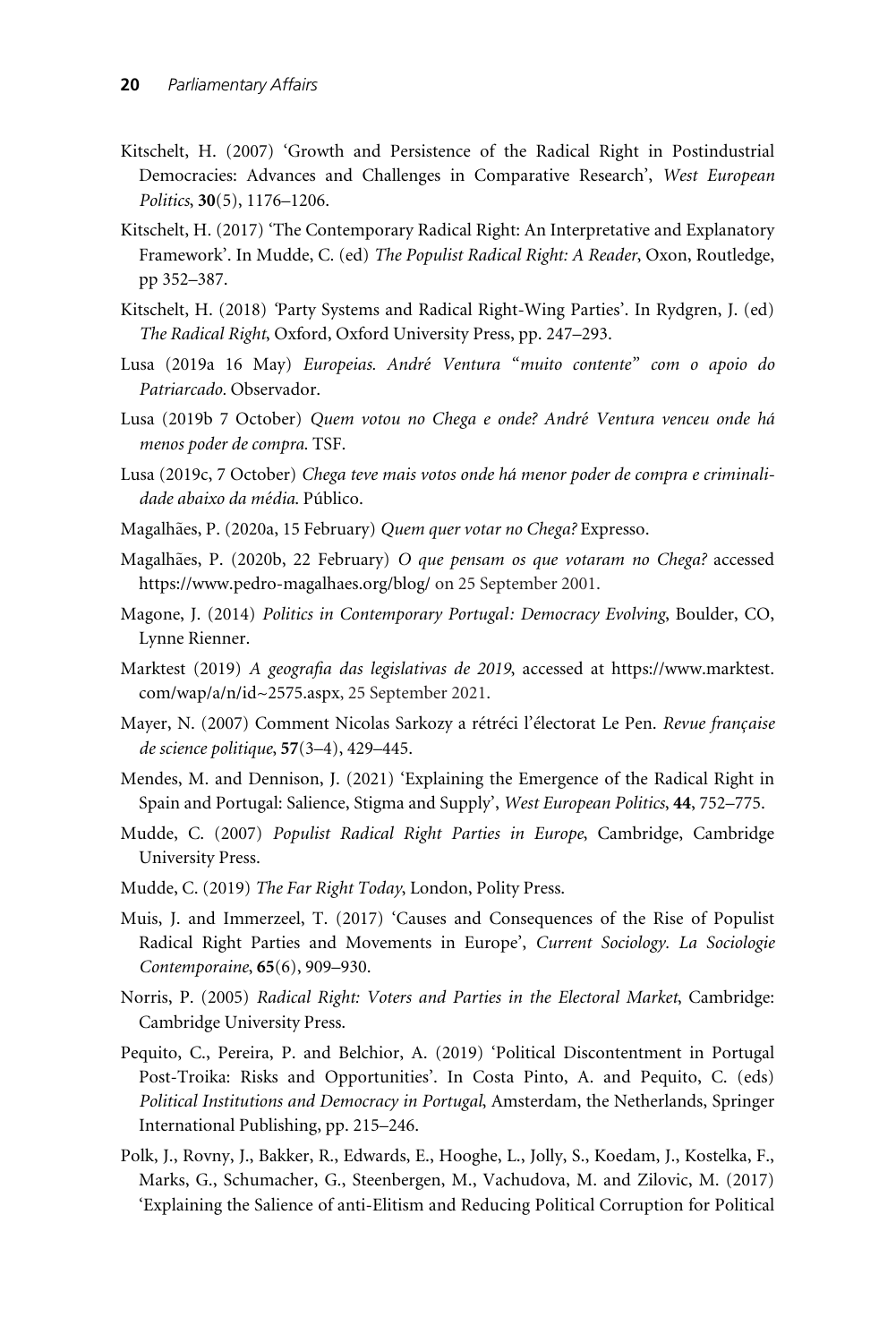Kitschelt, H. (2007) 'Growth and Persistence of the Radical Right in Postindustrial Democracies: Advances and Challenges in Comparative Research', *West European Politics*, **30**(5), 1176–1206.

Kitschelt, H. (2017) 'The Contemporary Radical Right: An Interpretative and Explanatory Framework'. In Mudde, C. (ed) *The Populist Radical Right: A Reader*, Oxon, Routledge, pp 352–387.

Kitschelt, H. (2018) 'Party Systems and Radical Right-Wing Parties'. In Rydgren, J. (ed) *The Radical Right*, Oxford, Oxford University Press, pp. 247–293.

Lusa (2019a 16 May) *Europeias. André Ventura "muito contente" com o apoio do Patriarcado*. Observador.

Lusa (2019b 7 October) *Quem votou no Chega e onde? André Ventura venceu onde há menos poder de compra*. TSF.

Lusa (2019c, 7 October) *Chega teve mais votos onde há menor poder de compra e criminalidade abaixo da média*. Público.

Magalhães, P. (2020a, 15 February) *Quem quer votar no Chega?* Expresso.

Magalhães, P. (2020b, 22 February) *O que pensam os que votaram no Chega?* accessed https://www.pedro-magalhaes.org/blog/ on 25 September 2001.

Magone, J. (2014) *Politics in Contemporary Portugal: Democracy Evolving*, Boulder, CO, Lynne Rienner.

Marktest (2019) *A geografia das legislativas de 2019*, accessed at https://www.marktest.com/wap/a/n/id~2575.aspx, 25 September 2021.

Mayer, N. (2007) Comment Nicolas Sarkozy a rétréci l'électorat Le Pen. *Revue française de science politique*, **57**(3–4), 429–445.

Mendes, M. and Dennison, J. (2021) 'Explaining the Emergence of the Radical Right in Spain and Portugal: Salience, Stigma and Supply', *West European Politics*, **44**, 752–775.

Mudde, C. (2007) *Populist Radical Right Parties in Europe*, Cambridge, Cambridge University Press.

Mudde, C. (2019) *The Far Right Today*, London, Polity Press.

Muis, J. and Immerzeel, T. (2017) 'Causes and Consequences of the Rise of Populist Radical Right Parties and Movements in Europe', *Current Sociology. La Sociologie Contemporaine*, **65**(6), 909–930.

Norris, P. (2005) *Radical Right: Voters and Parties in the Electoral Market*, Cambridge: Cambridge University Press.

Pequito, C., Pereira, P. and Belchior, A. (2019) 'Political Discontentment in Portugal Post-Troika: Risks and Opportunities'. In Costa Pinto, A. and Pequito, C. (eds) *Political Institutions and Democracy in Portugal*, Amsterdam, the Netherlands, Springer International Publishing, pp. 215–246.

Polk, J., Rovny, J., Bakker, R., Edwards, E., Hooghe, L., Jolly, S., Koedam, J., Kostelka, F., Marks, G., Schumacher, G., Steenbergen, M., Vachudova, M. and Zilovic, M. (2017) 'Explaining the Salience of anti-Elitism and Reducing Political Corruption for Political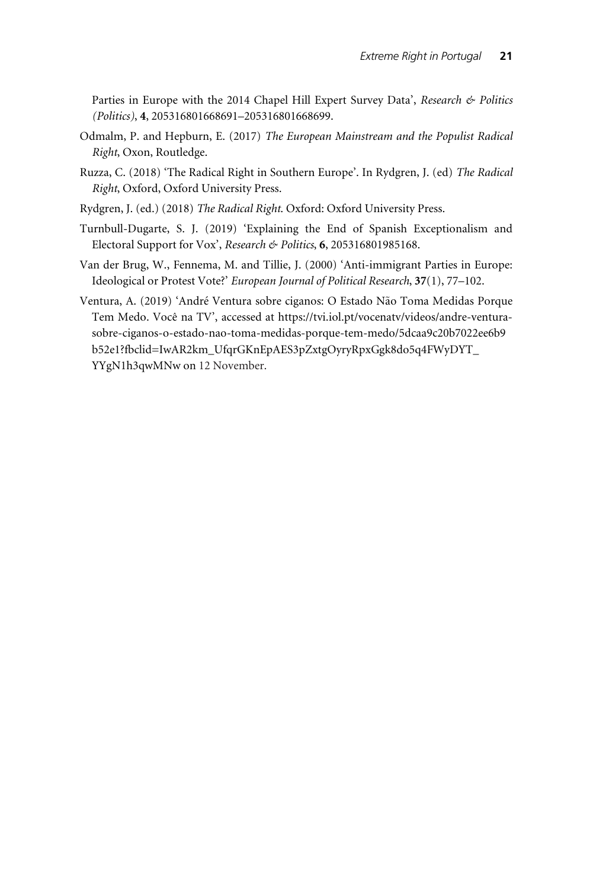Parties in Europe with the 2014 Chapel Hill Expert Survey Data', *Research & Politics (Politics)*, **4**, 205316801668691–205316801668699.

Odmalm, P. and Hepburn, E. (2017) *The European Mainstream and the Populist Radical Right*, Oxon, Routledge.

Ruzza, C. (2018) 'The Radical Right in Southern Europe'. In Rydgren, J. (ed) *The Radical Right*, Oxford, Oxford University Press.

Rydgren, J. (ed.) (2018) *The Radical Right*. Oxford: Oxford University Press.

Turnbull-Dugarte, S. J. (2019) 'Explaining the End of Spanish Exceptionalism and Electoral Support for Vox', *Research & Politics*, **6**, 205316801985168.

Van der Brug, W., Fennema, M. and Tillie, J. (2000) 'Anti-immigrant Parties in Europe: Ideological or Protest Vote?' *European Journal of Political Research*, **37**(1), 77–102.

Ventura, A. (2019) 'André Ventura sobre ciganos: O Estado Não Toma Medidas Porque Tem Medo. Você na TV', accessed at https://tvi.iol.pt/vocenatv/videos/andre-ventura-sobre-ciganos-o-estado-nao-toma-medidas-porque-tem-medo/5dcaa9c20b7022ee6b9b52e1?fbclid=IwAR2km_UfqrGKnEpAES3pZxtgOyryRpxGgk8do5q4FWyDYT_YYgN1h3qwMNw on 12 November.